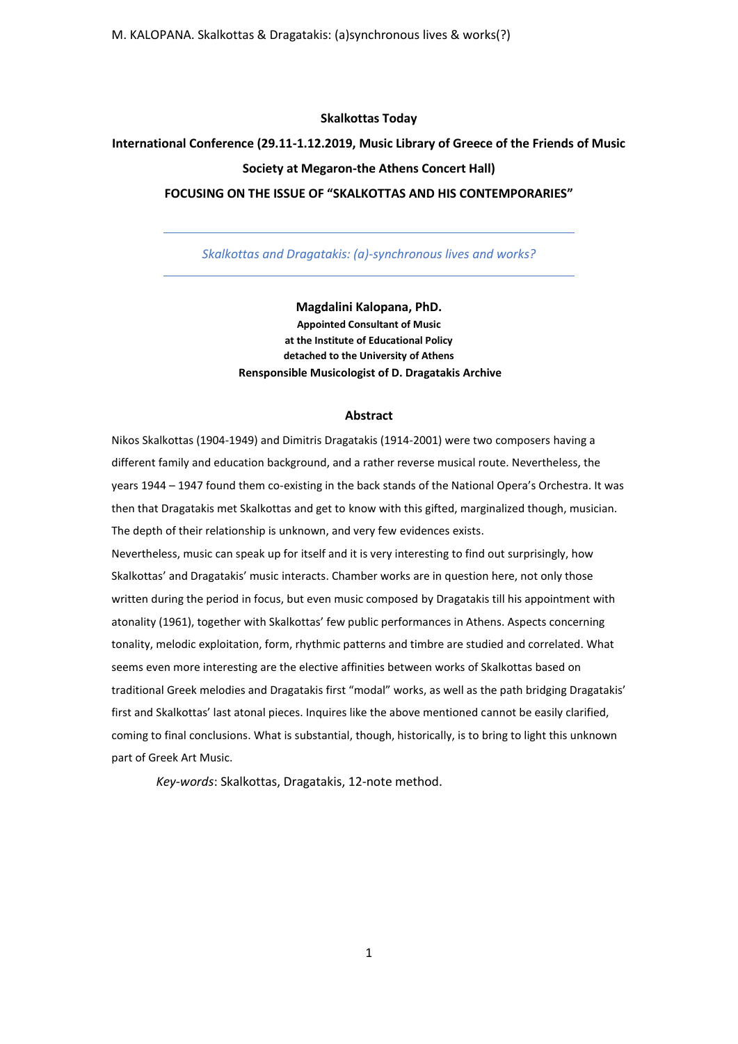**Skalkottas Today**

**International Conference (29.11-1.12.2019, Music Library of Greece of the Friends of Music Society at Megaron-the Athens Concert Hall)**

**FOCUSING ON THE ISSUE OF "SKALKOTTAS AND HIS CONTEMPORARIES"**

---

*Skalkottas and Dragatakis: (a)-synchronous lives and works?*

---

**Magdalini Kalopana, PhD.**
**Appointed Consultant of Music**
**at the Institute of Educational Policy**
**detached to the University of Athens**
**Rensponsible Musicologist of D. Dragatakis Archive**

### Abstract

Nikos Skalkottas (1904-1949) and Dimitris Dragatakis (1914-2001) were two composers having a different family and education background, and a rather reverse musical route. Nevertheless, the years 1944 – 1947 found them co-existing in the back stands of the National Opera's Orchestra. It was then that Dragatakis met Skalkottas and get to know with this gifted, marginalized though, musician. The depth of their relationship is unknown, and very few evidences exists.

Nevertheless, music can speak up for itself and it is very interesting to find out surprisingly, how Skalkottas' and Dragatakis' music interacts. Chamber works are in question here, not only those written during the period in focus, but even music composed by Dragatakis till his appointment with atonality (1961), together with Skalkottas' few public performances in Athens. Aspects concerning tonality, melodic exploitation, form, rhythmic patterns and timbre are studied and correlated. What seems even more interesting are the elective affinities between works of Skalkottas based on traditional Greek melodies and Dragatakis first "modal" works, as well as the path bridging Dragatakis' first and Skalkottas' last atonal pieces. Inquires like the above mentioned cannot be easily clarified, coming to final conclusions. What is substantial, though, historically, is to bring to light this unknown part of Greek Art Music.

*Key-words*: Skalkottas, Dragatakis, 12-note method.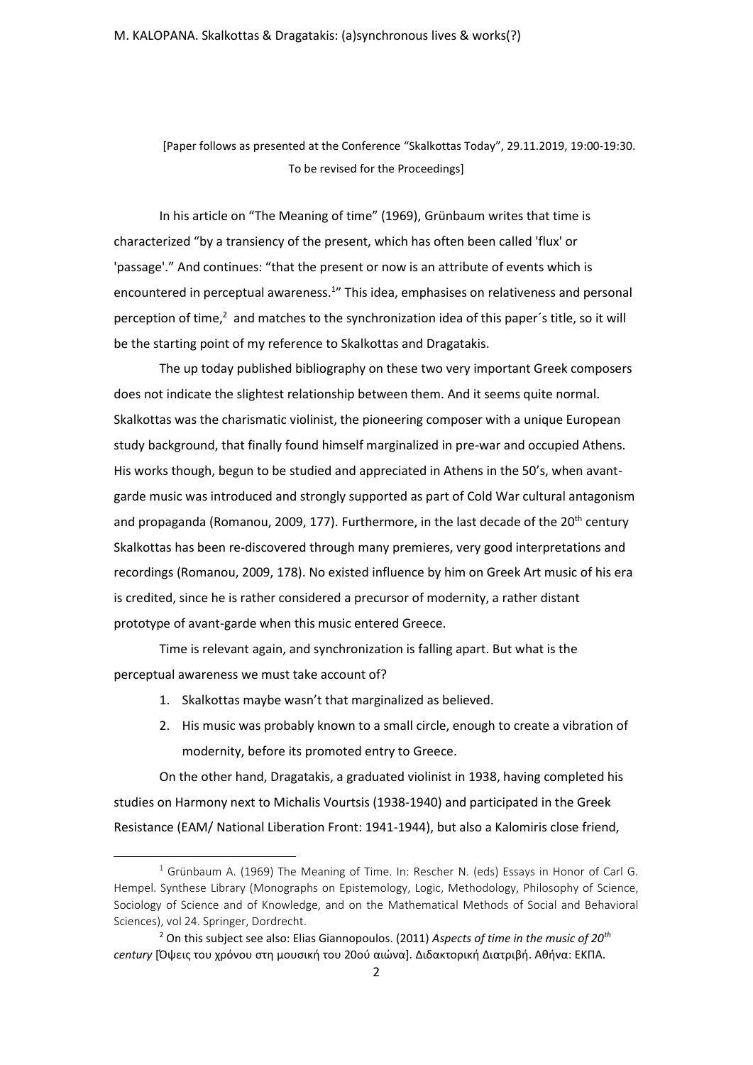[Paper follows as presented at the Conference "Skalkottas Today", 29.11.2019, 19:00-19:30. To be revised for the Proceedings]

In his article on "The Meaning of time" (1969), Grünbaum writes that time is characterized "by a transiency of the present, which has often been called 'flux' or 'passage'." And continues: "that the present or now is an attribute of events which is encountered in perceptual awareness.[1]" This idea, emphasises on relativeness and personal perception of time,[2] and matches to the synchronization idea of this paper´s title, so it will be the starting point of my reference to Skalkottas and Dragatakis.

The up today published bibliography on these two very important Greek composers does not indicate the slightest relationship between them. And it seems quite normal. Skalkottas was the charismatic violinist, the pioneering composer with a unique European study background, that finally found himself marginalized in pre-war and occupied Athens. His works though, begun to be studied and appreciated in Athens in the 50's, when avant-garde music was introduced and strongly supported as part of Cold War cultural antagonism and propaganda (Romanou, 2009, 177). Furthermore, in the last decade of the 20th century Skalkottas has been re-discovered through many premieres, very good interpretations and recordings (Romanou, 2009, 178). No existed influence by him on Greek Art music of his era is credited, since he is rather considered a precursor of modernity, a rather distant prototype of avant-garde when this music entered Greece.

Time is relevant again, and synchronization is falling apart. But what is the perceptual awareness we must take account of?

1. Skalkottas maybe wasn't that marginalized as believed.
2. His music was probably known to a small circle, enough to create a vibration of modernity, before its promoted entry to Greece.

On the other hand, Dragatakis, a graduated violinist in 1938, having completed his studies on Harmony next to Michalis Vourtsis (1938-1940) and participated in the Greek Resistance (EAM/ National Liberation Front: 1941-1944), but also a Kalomiris close friend,

---

[1] Grünbaum A. (1969) The Meaning of Time. In: Rescher N. (eds) Essays in Honor of Carl G. Hempel. Synthese Library (Monographs on Epistemology, Logic, Methodology, Philosophy of Science, Sociology of Science and of Knowledge, and on the Mathematical Methods of Social and Behavioral Sciences), vol 24. Springer, Dordrecht.

[2] On this subject see also: Elias Giannopoulos. (2011) *Aspects of time in the music of 20th century* [Όψεις του χρόνου στη μουσική του 20ού αιώνα]. Διδακτορική Διατριβή. Αθήνα: ΕΚΠΑ.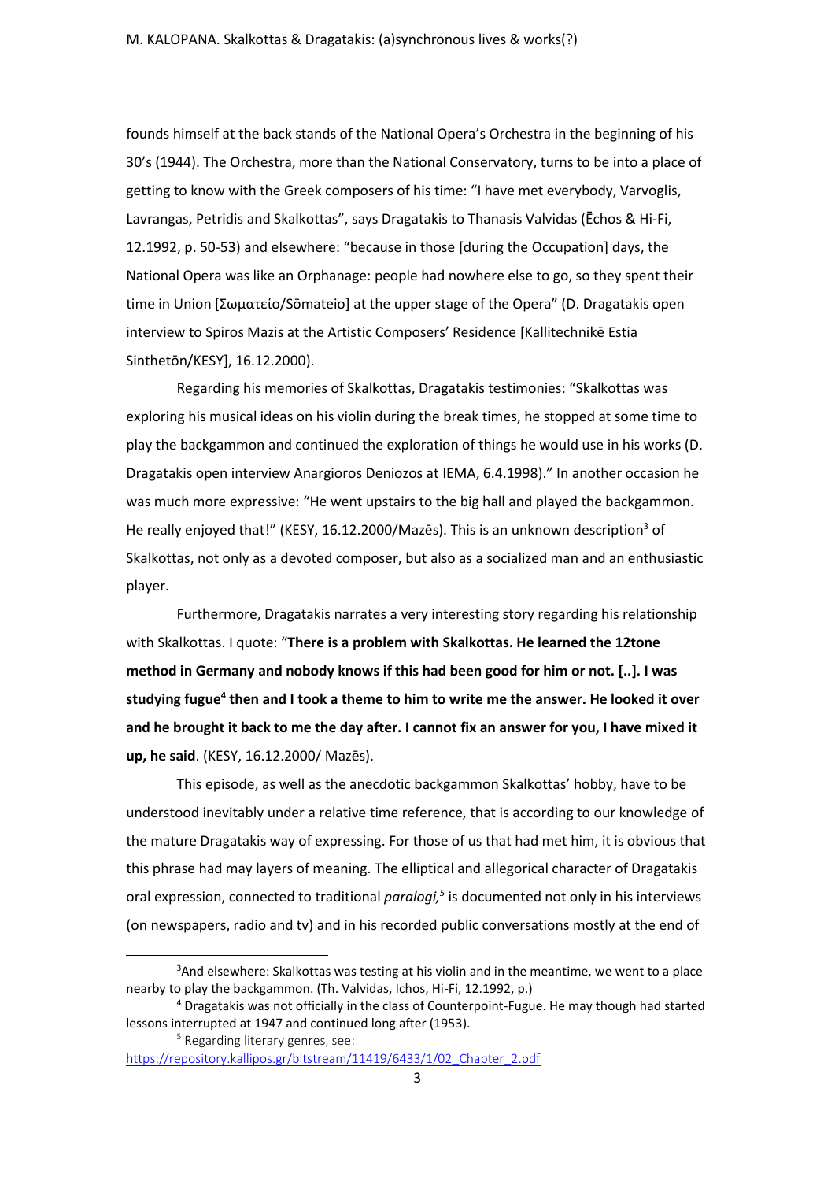founds himself at the back stands of the National Opera's Orchestra in the beginning of his 30's (1944). The Orchestra, more than the National Conservatory, turns to be into a place of getting to know with the Greek composers of his time: "I have met everybody, Varvoglis, Lavrangas, Petridis and Skalkottas", says Dragatakis to Thanasis Valvidas (Ēchos & Hi-Fi, 12.1992, p. 50-53) and elsewhere: "because in those [during the Occupation] days, the National Opera was like an Orphanage: people had nowhere else to go, so they spent their time in Union [Σωματείο/Sōmateio] at the upper stage of the Opera" (D. Dragatakis open interview to Spiros Mazis at the Artistic Composers' Residence [Kallitechnikē Estia Sinthetōn/KESY], 16.12.2000).

Regarding his memories of Skalkottas, Dragatakis testimonies: "Skalkottas was exploring his musical ideas on his violin during the break times, he stopped at some time to play the backgammon and continued the exploration of things he would use in his works (D. Dragatakis open interview Anargioros Deniozos at IEMA, 6.4.1998)." In another occasion he was much more expressive: "He went upstairs to the big hall and played the backgammon. He really enjoyed that!" (KESY, 16.12.2000/Mazēs). This is an unknown description[3] of Skalkottas, not only as a devoted composer, but also as a socialized man and an enthusiastic player.

Furthermore, Dragatakis narrates a very interesting story regarding his relationship with Skalkottas. I quote: "**There is a problem with Skalkottas. He learned the 12tone method in Germany and nobody knows if this had been good for him or not. [..]. I was studying fugue[4] then and I took a theme to him to write me the answer. He looked it over and he brought it back to me the day after. I cannot fix an answer for you, I have mixed it up, he said**. (KESY, 16.12.2000/ Mazēs).

This episode, as well as the anecdotic backgammon Skalkottas' hobby, have to be understood inevitably under a relative time reference, that is according to our knowledge of the mature Dragatakis way of expressing. For those of us that had met him, it is obvious that this phrase had may layers of meaning. The elliptical and allegorical character of Dragatakis oral expression, connected to traditional *paralogi,*[5] is documented not only in his interviews (on newspapers, radio and tv) and in his recorded public conversations mostly at the end of

---

[3]And elsewhere: Skalkottas was testing at his violin and in the meantime, we went to a place nearby to play the backgammon. (Th. Valvidas, Ichos, Hi-Fi, 12.1992, p.)

[4] Dragatakis was not officially in the class of Counterpoint-Fugue. He may though had started lessons interrupted at 1947 and continued long after (1953).

[5] Regarding literary genres, see: https://repository.kallipos.gr/bitstream/11419/6433/1/02_Chapter_2.pdf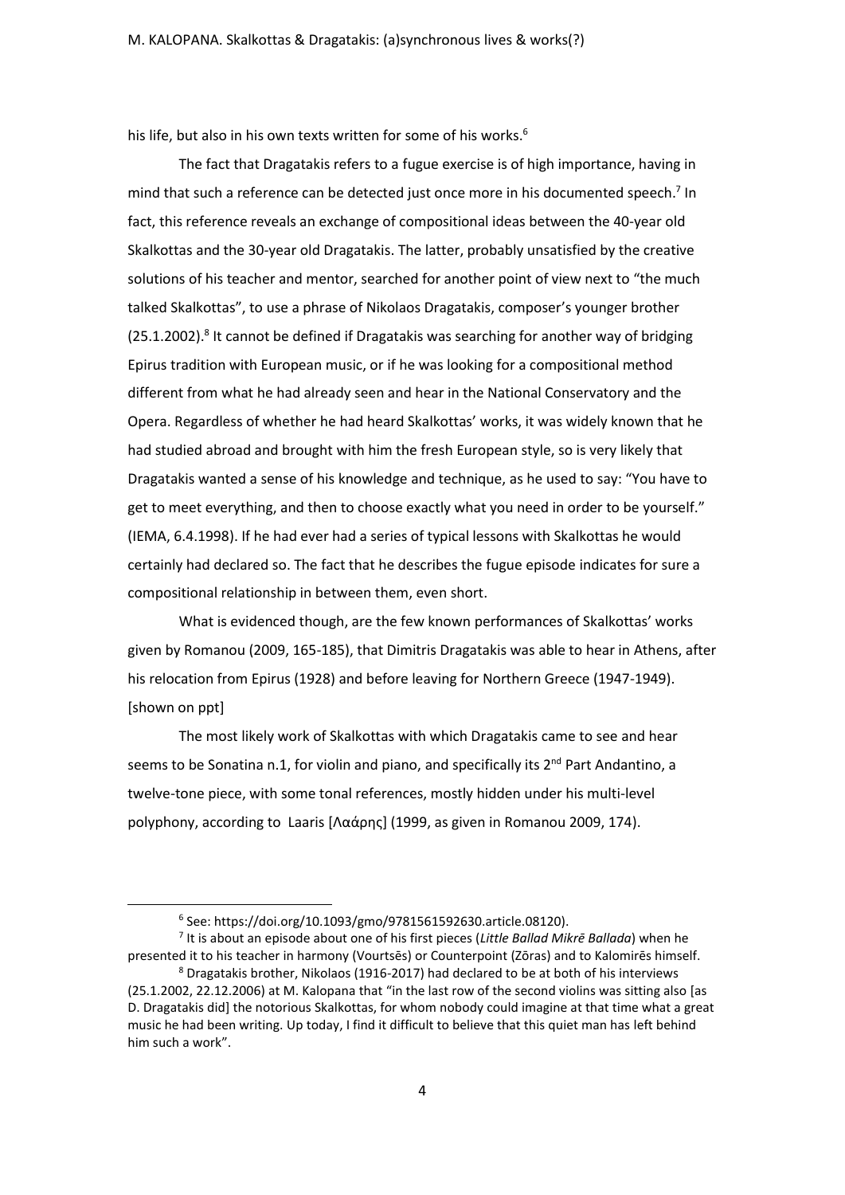his life, but also in his own texts written for some of his works.[6]

The fact that Dragatakis refers to a fugue exercise is of high importance, having in mind that such a reference can be detected just once more in his documented speech.[7] In fact, this reference reveals an exchange of compositional ideas between the 40-year old Skalkottas and the 30-year old Dragatakis. The latter, probably unsatisfied by the creative solutions of his teacher and mentor, searched for another point of view next to "the much talked Skalkottas", to use a phrase of Nikolaos Dragatakis, composer's younger brother (25.1.2002).[8] It cannot be defined if Dragatakis was searching for another way of bridging Epirus tradition with European music, or if he was looking for a compositional method different from what he had already seen and hear in the National Conservatory and the Opera. Regardless of whether he had heard Skalkottas' works, it was widely known that he had studied abroad and brought with him the fresh European style, so is very likely that Dragatakis wanted a sense of his knowledge and technique, as he used to say: "You have to get to meet everything, and then to choose exactly what you need in order to be yourself." (IEMA, 6.4.1998). If he had ever had a series of typical lessons with Skalkottas he would certainly had declared so. The fact that he describes the fugue episode indicates for sure a compositional relationship in between them, even short.

What is evidenced though, are the few known performances of Skalkottas' works given by Romanou (2009, 165-185), that Dimitris Dragatakis was able to hear in Athens, after his relocation from Epirus (1928) and before leaving for Northern Greece (1947-1949). [shown on ppt]

The most likely work of Skalkottas with which Dragatakis came to see and hear seems to be Sonatina n.1, for violin and piano, and specifically its 2nd Part Andantino, a twelve-tone piece, with some tonal references, mostly hidden under his multi-level polyphony, according to Laaris [Λαάρης] (1999, as given in Romanou 2009, 174).

---

[6] See: https://doi.org/10.1093/gmo/9781561592630.article.08120).

[7] It is about an episode about one of his first pieces (*Little Ballad Mikrē Ballada*) when he presented it to his teacher in harmony (Vourtsēs) or Counterpoint (Zōras) and to Kalomirēs himself.

[8] Dragatakis brother, Nikolaos (1916-2017) had declared to be at both of his interviews (25.1.2002, 22.12.2006) at M. Kalopana that "in the last row of the second violins was sitting also [as D. Dragatakis did] the notorious Skalkottas, for whom nobody could imagine at that time what a great music he had been writing. Up today, I find it difficult to believe that this quiet man has left behind him such a work".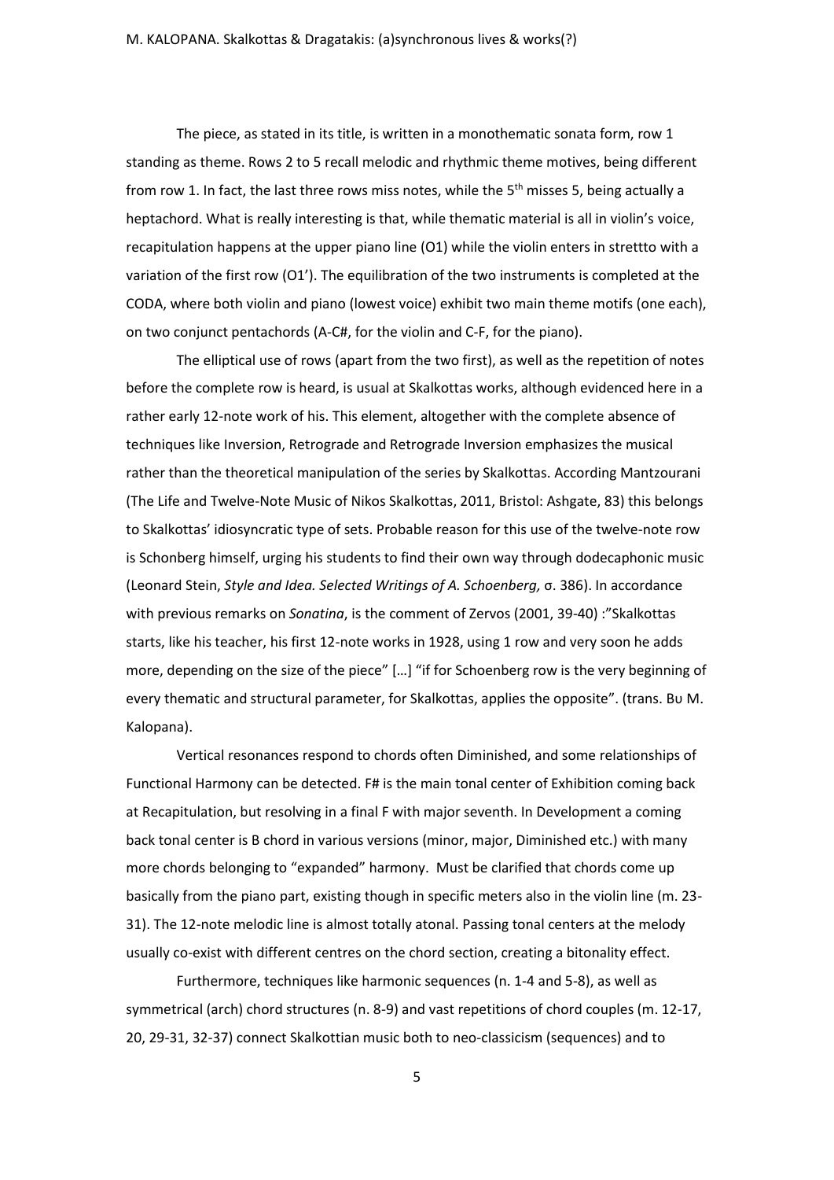The piece, as stated in its title, is written in a monothematic sonata form, row 1 standing as theme. Rows 2 to 5 recall melodic and rhythmic theme motives, being different from row 1. In fact, the last three rows miss notes, while the 5th misses 5, being actually a heptachord. What is really interesting is that, while thematic material is all in violin's voice, recapitulation happens at the upper piano line (O1) while the violin enters in strettto with a variation of the first row (O1'). The equilibration of the two instruments is completed at the CODA, where both violin and piano (lowest voice) exhibit two main theme motifs (one each), on two conjunct pentachords (A-C#, for the violin and C-F, for the piano).

The elliptical use of rows (apart from the two first), as well as the repetition of notes before the complete row is heard, is usual at Skalkottas works, although evidenced here in a rather early 12-note work of his. This element, altogether with the complete absence of techniques like Inversion, Retrograde and Retrograde Inversion emphasizes the musical rather than the theoretical manipulation of the series by Skalkottas. According Mantzourani (The Life and Twelve-Note Music of Nikos Skalkottas, 2011, Bristol: Ashgate, 83) this belongs to Skalkottas' idiosyncratic type of sets. Probable reason for this use of the twelve-note row is Schonberg himself, urging his students to find their own way through dodecaphonic music (Leonard Stein, *Style and Idea. Selected Writings of A. Schoenberg,* σ. 386). In accordance with previous remarks on *Sonatina*, is the comment of Zervos (2001, 39-40) :"Skalkottas starts, like his teacher, his first 12-note works in 1928, using 1 row and very soon he adds more, depending on the size of the piece" […] "if for Schoenberg row is the very beginning of every thematic and structural parameter, for Skalkottas, applies the opposite". (trans. Bυ M. Kalopana).

Vertical resonances respond to chords often Diminished, and some relationships of Functional Harmony can be detected. F# is the main tonal center of Exhibition coming back at Recapitulation, but resolving in a final F with major seventh. In Development a coming back tonal center is B chord in various versions (minor, major, Diminished etc.) with many more chords belonging to "expanded" harmony. Must be clarified that chords come up basically from the piano part, existing though in specific meters also in the violin line (m. 23-31). The 12-note melodic line is almost totally atonal. Passing tonal centers at the melody usually co-exist with different centres on the chord section, creating a bitonality effect.

Furthermore, techniques like harmonic sequences (n. 1-4 and 5-8), as well as symmetrical (arch) chord structures (n. 8-9) and vast repetitions of chord couples (m. 12-17, 20, 29-31, 32-37) connect Skalkottian music both to neo-classicism (sequences) and to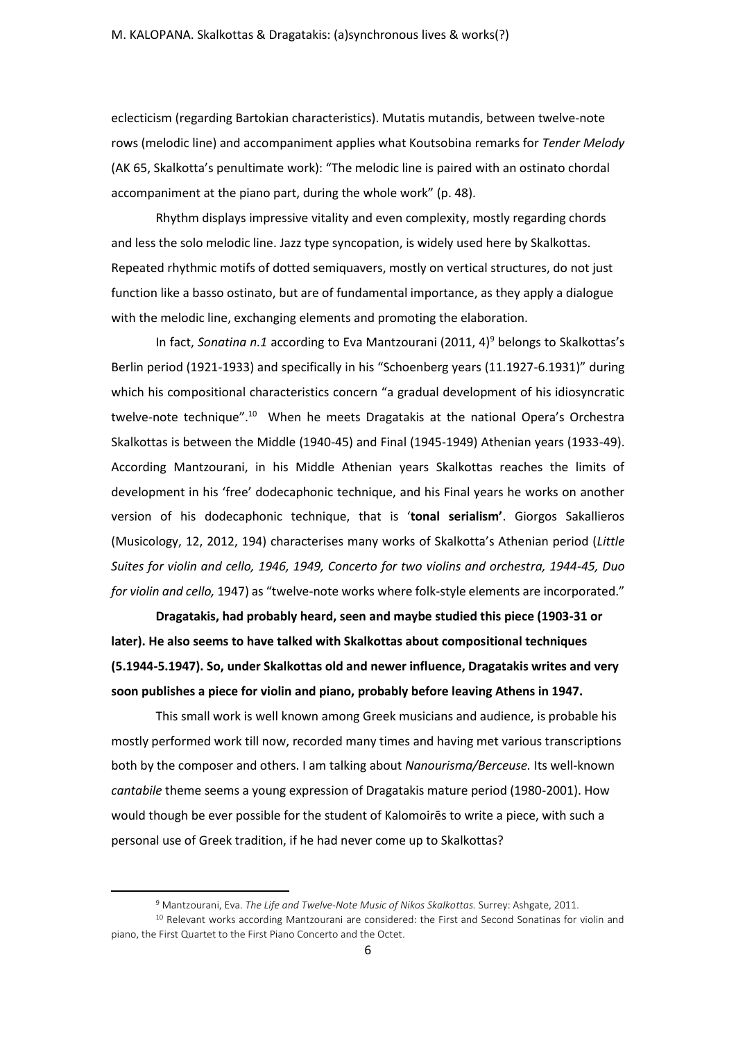eclecticism (regarding Bartokian characteristics). Mutatis mutandis, between twelve-note rows (melodic line) and accompaniment applies what Koutsobina remarks for *Tender Melody* (AK 65, Skalkotta's penultimate work): "The melodic line is paired with an ostinato chordal accompaniment at the piano part, during the whole work" (p. 48).

Rhythm displays impressive vitality and even complexity, mostly regarding chords and less the solo melodic line. Jazz type syncopation, is widely used here by Skalkottas. Repeated rhythmic motifs of dotted semiquavers, mostly on vertical structures, do not just function like a basso ostinato, but are of fundamental importance, as they apply a dialogue with the melodic line, exchanging elements and promoting the elaboration.

In fact, *Sonatina n.1* according to Eva Mantzourani (2011, 4)[9] belongs to Skalkottas's Berlin period (1921-1933) and specifically in his "Schoenberg years (11.1927-6.1931)" during which his compositional characteristics concern "a gradual development of his idiosyncratic twelve-note technique".[10] When he meets Dragatakis at the national Opera's Orchestra Skalkottas is between the Middle (1940-45) and Final (1945-1949) Athenian years (1933-49). According Mantzourani, in his Middle Athenian years Skalkottas reaches the limits of development in his 'free' dodecaphonic technique, and his Final years he works on another version of his dodecaphonic technique, that is '**tonal serialism'**. Giorgos Sakallieros (Musicology, 12, 2012, 194) characterises many works of Skalkotta's Athenian period (*Little Suites for violin and cello, 1946, 1949, Concerto for two violins and orchestra, 1944-45, Duo for violin and cello,* 1947) as "twelve-note works where folk-style elements are incorporated."

**Dragatakis, had probably heard, seen and maybe studied this piece (1903-31 or later). He also seems to have talked with Skalkottas about compositional techniques (5.1944-5.1947). So, under Skalkottas old and newer influence, Dragatakis writes and very soon publishes a piece for violin and piano, probably before leaving Athens in 1947.**

This small work is well known among Greek musicians and audience, is probable his mostly performed work till now, recorded many times and having met various transcriptions both by the composer and others. I am talking about *Nanourisma/Berceuse.* Its well-known *cantabile* theme seems a young expression of Dragatakis mature period (1980-2001). How would though be ever possible for the student of Kalomoirēs to write a piece, with such a personal use of Greek tradition, if he had never come up to Skalkottas?

---

[9] Mantzourani, Eva. *The Life and Twelve-Note Music of Nikos Skalkottas.* Surrey: Ashgate, 2011.

[10] Relevant works according Mantzourani are considered: the First and Second Sonatinas for violin and piano, the First Quartet to the First Piano Concerto and the Octet.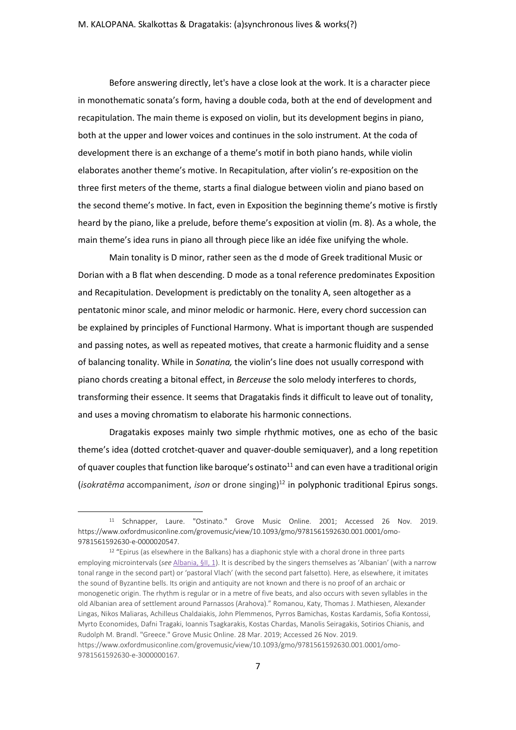Before answering directly, let's have a close look at the work. It is a character piece in monothematic sonata's form, having a double coda, both at the end of development and recapitulation. The main theme is exposed on violin, but its development begins in piano, both at the upper and lower voices and continues in the solo instrument. At the coda of development there is an exchange of a theme's motif in both piano hands, while violin elaborates another theme's motive. In Recapitulation, after violin's re-exposition on the three first meters of the theme, starts a final dialogue between violin and piano based on the second theme's motive. In fact, even in Exposition the beginning theme's motive is firstly heard by the piano, like a prelude, before theme's exposition at violin (m. 8). As a whole, the main theme's idea runs in piano all through piece like an idée fixe unifying the whole.

Main tonality is D minor, rather seen as the d mode of Greek traditional Music or Dorian with a B flat when descending. D mode as a tonal reference predominates Exposition and Recapitulation. Development is predictably on the tonality A, seen altogether as a pentatonic minor scale, and minor melodic or harmonic. Here, every chord succession can be explained by principles of Functional Harmony. What is important though are suspended and passing notes, as well as repeated motives, that create a harmonic fluidity and a sense of balancing tonality. While in *Sonatina,* the violin's line does not usually correspond with piano chords creating a bitonal effect, in *Berceuse* the solo melody interferes to chords, transforming their essence. It seems that Dragatakis finds it difficult to leave out of tonality, and uses a moving chromatism to elaborate his harmonic connections.

Dragatakis exposes mainly two simple rhythmic motives, one as echo of the basic theme's idea (dotted crotchet-quaver and quaver-double semiquaver), and a long repetition of quaver couples that function like baroque's ostinato[11] and can even have a traditional origin (*isokratēma* accompaniment, *ison* or drone singing)[12] in polyphonic traditional Epirus songs.

---

[11] Schnapper, Laure. "Ostinato." Grove Music Online. 2001; Accessed 26 Nov. 2019. https://www.oxfordmusiconline.com/grovemusic/view/10.1093/gmo/9781561592630.001.0001/omo-9781561592630-e-0000020547.

[12] "Epirus (as elsewhere in the Balkans) has a diaphonic style with a choral drone in three parts employing microintervals (*see* Albania, §II, 1). It is described by the singers themselves as 'Albanian' (with a narrow tonal range in the second part) or 'pastoral Vlach' (with the second part falsetto). Here, as elsewhere, it imitates the sound of Byzantine bells. Its origin and antiquity are not known and there is no proof of an archaic or monogenetic origin. The rhythm is regular or in a metre of five beats, and also occurs with seven syllables in the old Albanian area of settlement around Parnassos (Arahova)." Romanou, Katy, Thomas J. Mathiesen, Alexander Lingas, Nikos Maliaras, Achilleus Chaldaiakis, John Plemmenos, Pyrros Bamichas, Kostas Kardamis, Sofia Kontossi, Myrto Economides, Dafni Tragaki, Ioannis Tsagkarakis, Kostas Chardas, Manolis Seiragakis, Sotirios Chianis, and Rudolph M. Brandl. "Greece." Grove Music Online. 28 Mar. 2019; Accessed 26 Nov. 2019. https://www.oxfordmusiconline.com/grovemusic/view/10.1093/gmo/9781561592630.001.0001/omo-9781561592630-e-3000000167.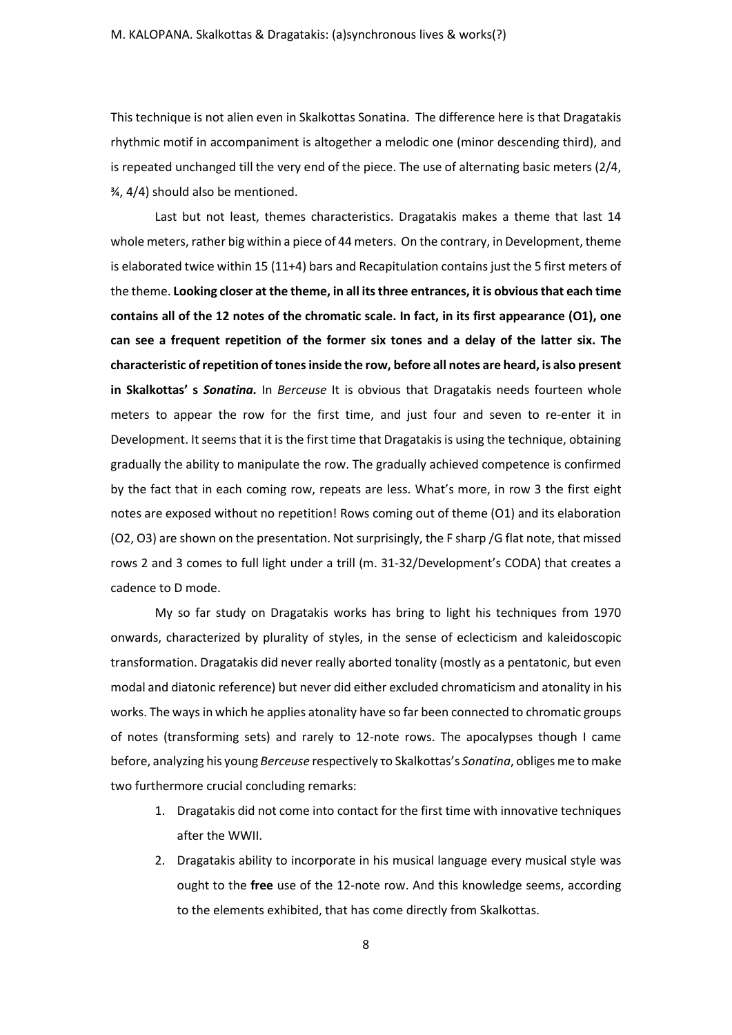This technique is not alien even in Skalkottas Sonatina. The difference here is that Dragatakis rhythmic motif in accompaniment is altogether a melodic one (minor descending third), and is repeated unchanged till the very end of the piece. The use of alternating basic meters (2/4, ¾, 4/4) should also be mentioned.

Last but not least, themes characteristics. Dragatakis makes a theme that last 14 whole meters, rather big within a piece of 44 meters. On the contrary, in Development, theme is elaborated twice within 15 (11+4) bars and Recapitulation contains just the 5 first meters of the theme. **Looking closer at the theme, in all its three entrances, it is obvious that each time contains all of the 12 notes of the chromatic scale. In fact, in its first appearance (O1), one can see a frequent repetition of the former six tones and a delay of the latter six. The characteristic of repetition of tones inside the row, before all notes are heard, is also present in Skalkottas' s *Sonatina.*** In *Berceuse* It is obvious that Dragatakis needs fourteen whole meters to appear the row for the first time, and just four and seven to re-enter it in Development. It seems that it is the first time that Dragatakis is using the technique, obtaining gradually the ability to manipulate the row. The gradually achieved competence is confirmed by the fact that in each coming row, repeats are less. What's more, in row 3 the first eight notes are exposed without no repetition! Rows coming out of theme (O1) and its elaboration (O2, O3) are shown on the presentation. Not surprisingly, the F sharp /G flat note, that missed rows 2 and 3 comes to full light under a trill (m. 31-32/Development's CODA) that creates a cadence to D mode.

My so far study on Dragatakis works has bring to light his techniques from 1970 onwards, characterized by plurality of styles, in the sense of eclecticism and kaleidoscopic transformation. Dragatakis did never really aborted tonality (mostly as a pentatonic, but even modal and diatonic reference) but never did either excluded chromaticism and atonality in his works. The ways in which he applies atonality have so far been connected to chromatic groups of notes (transforming sets) and rarely to 12-note rows. The apocalypses though I came before, analyzing his young *Berceuse* respectively τo Skalkottas's *Sonatina*, obliges me to make two furthermore crucial concluding remarks:

1. Dragatakis did not come into contact for the first time with innovative techniques after the WWII.
2. Dragatakis ability to incorporate in his musical language every musical style was ought to the **free** use of the 12-note row. And this knowledge seems, according to the elements exhibited, that has come directly from Skalkottas.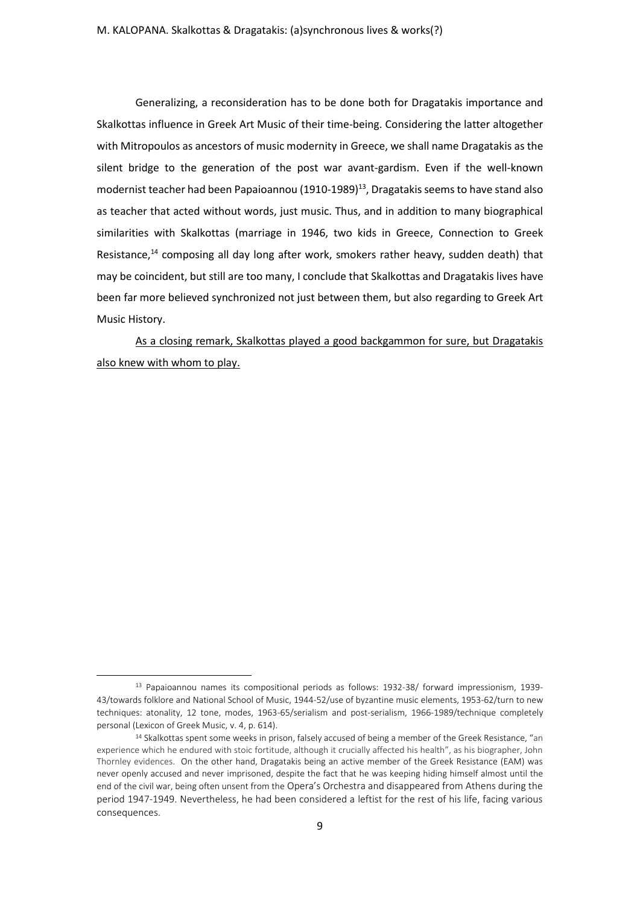Generalizing, a reconsideration has to be done both for Dragatakis importance and Skalkottas influence in Greek Art Music of their time-being. Considering the latter altogether with Mitropoulos as ancestors of music modernity in Greece, we shall name Dragatakis as the silent bridge to the generation of the post war avant-gardism. Even if the well-known modernist teacher had been Papaioannou (1910-1989)[13], Dragatakis seems to have stand also as teacher that acted without words, just music. Thus, and in addition to many biographical similarities with Skalkottas (marriage in 1946, two kids in Greece, Connection to Greek Resistance,[14] composing all day long after work, smokers rather heavy, sudden death) that may be coincident, but still are too many, I conclude that Skalkottas and Dragatakis lives have been far more believed synchronized not just between them, but also regarding to Greek Art Music History.

<u>As a closing remark, Skalkottas played a good backgammon for sure, but Dragatakis also knew with whom to play.</u>

---

[13] Papaioannou names its compositional periods as follows: 1932-38/ forward impressionism, 1939-43/towards folklore and National School of Music, 1944-52/use of byzantine music elements, 1953-62/turn to new techniques: atonality, 12 tone, modes, 1963-65/serialism and post-serialism, 1966-1989/technique completely personal (Lexicon of Greek Music, v. 4, p. 614).

[14] Skalkottas spent some weeks in prison, falsely accused of being a member of the Greek Resistance, "an experience which he endured with stoic fortitude, although it crucially affected his health", as his biographer, John Thornley evidences. On the other hand, Dragatakis being an active member of the Greek Resistance (EAM) was never openly accused and never imprisoned, despite the fact that he was keeping hiding himself almost until the end of the civil war, being often unsent from the Opera's Orchestra and disappeared from Athens during the period 1947-1949. Nevertheless, he had been considered a leftist for the rest of his life, facing various consequences.